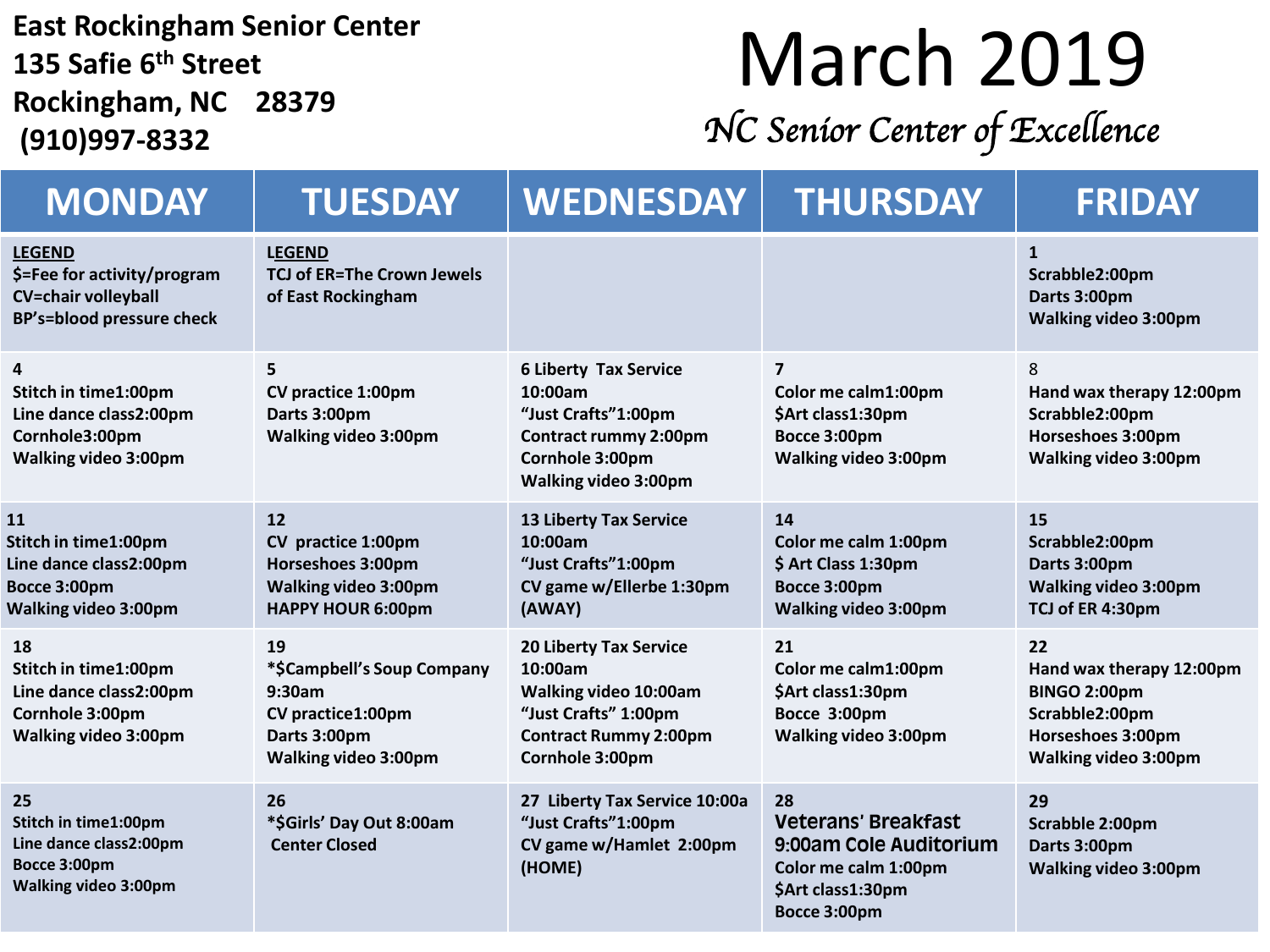**East Rockingham Senior Center**
**135 Safie 6th Street**
**Rockingham, NC 28379**
**(910)997-8332**

# March 2019

*NC Senior Center of Excellence*

| MONDAY | TUESDAY | WEDNESDAY | THURSDAY | FRIDAY |
|---|---|---|---|---|
| LEGEND<br>$=Fee for activity/program<br>CV=chair volleyball<br>BP's=blood pressure check | LEGEND<br>TCJ of ER=The Crown Jewels of East Rockingham | | | 1<br>Scrabble2:00pm<br>Darts 3:00pm<br>Walking video 3:00pm |
| 4<br>Stitch in time1:00pm<br>Line dance class2:00pm<br>Cornhole3:00pm<br>Walking video 3:00pm | 5<br>CV practice 1:00pm<br>Darts 3:00pm<br>Walking video 3:00pm | 6 Liberty Tax Service 10:00am<br>"Just Crafts"1:00pm<br>Contract rummy 2:00pm<br>Cornhole 3:00pm<br>Walking video 3:00pm | 7<br>Color me calm1:00pm<br>$Art class1:30pm<br>Bocce 3:00pm<br>Walking video 3:00pm | 8<br>Hand wax therapy 12:00pm<br>Scrabble2:00pm<br>Horseshoes 3:00pm<br>Walking video 3:00pm |
| 11<br>Stitch in time1:00pm<br>Line dance class2:00pm<br>Bocce 3:00pm<br>Walking video 3:00pm | 12<br>CV practice 1:00pm<br>Horseshoes 3:00pm<br>Walking video 3:00pm<br>HAPPY HOUR 6:00pm | 13 Liberty Tax Service 10:00am<br>"Just Crafts"1:00pm<br>CV game w/Ellerbe 1:30pm (AWAY) | 14<br>Color me calm 1:00pm<br>$ Art Class 1:30pm<br>Bocce 3:00pm<br>Walking video 3:00pm | 15<br>Scrabble2:00pm<br>Darts 3:00pm<br>Walking video 3:00pm<br>TCJ of ER 4:30pm |
| 18<br>Stitch in time1:00pm<br>Line dance class2:00pm<br>Cornhole 3:00pm<br>Walking video 3:00pm | 19<br>*$Campbell's Soup Company 9:30am<br>CV practice1:00pm<br>Darts 3:00pm<br>Walking video 3:00pm | 20 Liberty Tax Service 10:00am<br>Walking video 10:00am<br>"Just Crafts" 1:00pm<br>Contract Rummy 2:00pm<br>Cornhole 3:00pm | 21<br>Color me calm1:00pm<br>$Art class1:30pm<br>Bocce 3:00pm<br>Walking video 3:00pm | 22<br>Hand wax therapy 12:00pm<br>BINGO 2:00pm<br>Scrabble2:00pm<br>Horseshoes 3:00pm<br>Walking video 3:00pm |
| 25<br>Stitch in time1:00pm<br>Line dance class2:00pm<br>Bocce 3:00pm<br>Walking video 3:00pm | 26<br>*$Girls' Day Out 8:00am<br>Center Closed | 27 Liberty Tax Service 10:00a<br>"Just Crafts"1:00pm<br>CV game w/Hamlet 2:00pm (HOME) | 28<br>**Veterans' Breakfast 9:00am Cole Auditorium**<br>Color me calm 1:00pm<br>$Art class1:30pm<br>Bocce 3:00pm | 29<br>Scrabble 2:00pm<br>Darts 3:00pm<br>Walking video 3:00pm |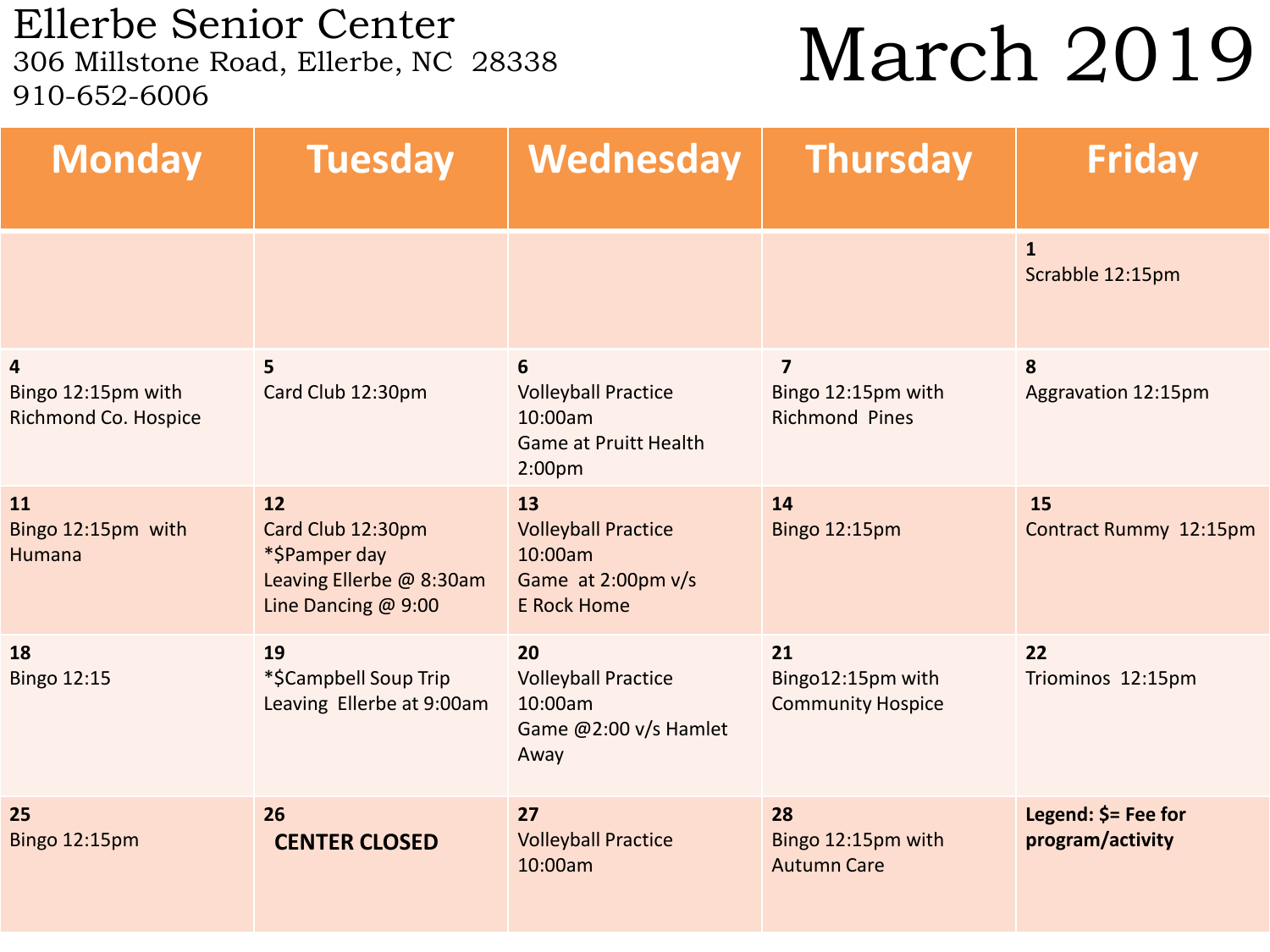# Ellerbe Senior Center

306 Millstone Road, Ellerbe, NC 28338
910-652-6006

# March 2019

| Monday | Tuesday | Wednesday | Thursday | Friday |
|---|---|---|---|---|
| | | | | **1** Scrabble 12:15pm |
| **4** Bingo 12:15pm with Richmond Co. Hospice | **5** Card Club 12:30pm | **6** Volleyball Practice 10:00am Game at Pruitt Health 2:00pm | **7** Bingo 12:15pm with Richmond Pines | **8** Aggravation 12:15pm |
| **11** Bingo 12:15pm with Humana | **12** Card Club 12:30pm *$Pamper day Leaving Ellerbe @ 8:30am Line Dancing @ 9:00 | **13** Volleyball Practice 10:00am Game at 2:00pm v/s E Rock Home | **14** Bingo 12:15pm | **15** Contract Rummy 12:15pm |
| **18** Bingo 12:15 | **19** *$Campbell Soup Trip Leaving Ellerbe at 9:00am | **20** Volleyball Practice 10:00am Game @2:00 v/s Hamlet Away | **21** Bingo12:15pm with Community Hospice | **22** Triominos 12:15pm |
| **25** Bingo 12:15pm | **26** **CENTER CLOSED** | **27** Volleyball Practice 10:00am | **28** Bingo 12:15pm with Autumn Care | **Legend: $= Fee for program/activity** |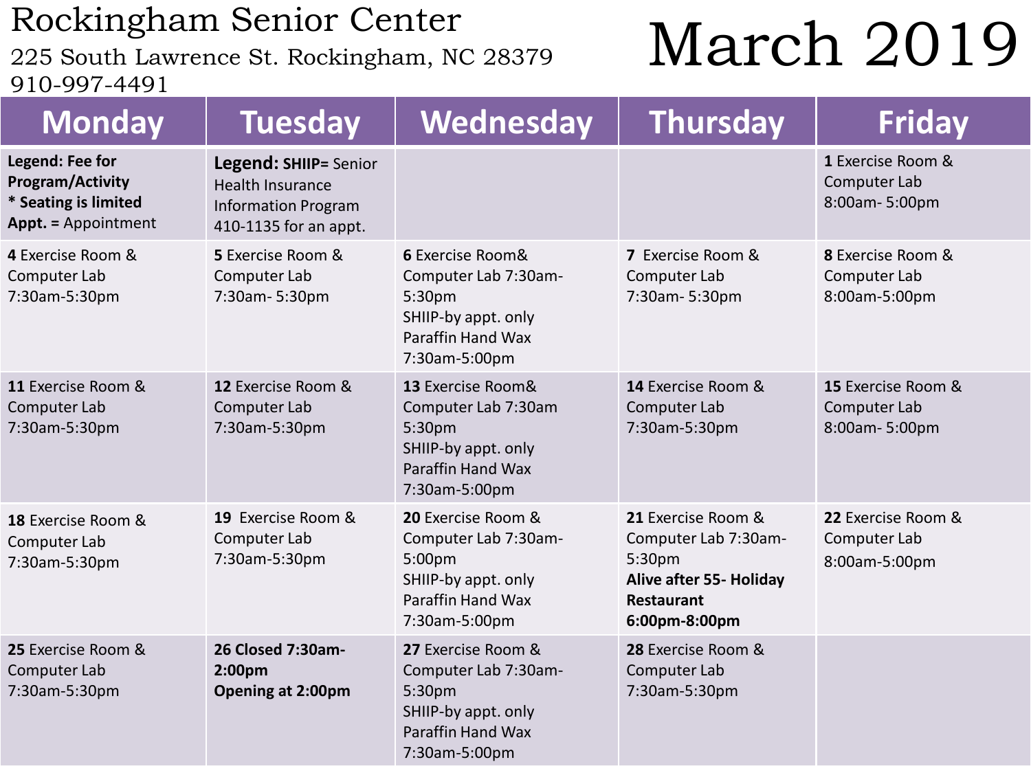# Rockingham Senior Center

225 South Lawrence St. Rockingham, NC 28379
910-997-4491

# March 2019

| Monday | Tuesday | Wednesday | Thursday | Friday |
|---|---|---|---|---|
| **Legend: Fee for Program/Activity**<br>**\* Seating is limited**<br>**Appt.** = Appointment | **Legend: SHIIP=** Senior Health Insurance Information Program 410-1135 for an appt. | | | **1** Exercise Room & Computer Lab 8:00am- 5:00pm |
| **4** Exercise Room & Computer Lab 7:30am-5:30pm | **5** Exercise Room & Computer Lab 7:30am- 5:30pm | **6** Exercise Room& Computer Lab 7:30am-5:30pm<br>SHIIP-by appt. only<br>Paraffin Hand Wax 7:30am-5:00pm | **7** Exercise Room & Computer Lab 7:30am- 5:30pm | **8** Exercise Room & Computer Lab 8:00am-5:00pm |
| **11** Exercise Room & Computer Lab 7:30am-5:30pm | **12** Exercise Room & Computer Lab 7:30am-5:30pm | **13** Exercise Room& Computer Lab 7:30am 5:30pm<br>SHIIP-by appt. only<br>Paraffin Hand Wax 7:30am-5:00pm | **14** Exercise Room & Computer Lab 7:30am-5:30pm | **15** Exercise Room & Computer Lab 8:00am- 5:00pm |
| **18** Exercise Room & Computer Lab 7:30am-5:30pm | **19** Exercise Room & Computer Lab 7:30am-5:30pm | **20** Exercise Room & Computer Lab 7:30am-5:00pm<br>SHIIP-by appt. only<br>Paraffin Hand Wax 7:30am-5:00pm | **21** Exercise Room & Computer Lab 7:30am-5:30pm<br>**Alive after 55- Holiday Restaurant 6:00pm-8:00pm** | **22** Exercise Room & Computer Lab 8:00am-5:00pm |
| **25** Exercise Room & Computer Lab 7:30am-5:30pm | **26 Closed 7:30am-2:00pm**<br>**Opening at 2:00pm** | **27** Exercise Room & Computer Lab 7:30am-5:30pm<br>SHIIP-by appt. only<br>Paraffin Hand Wax 7:30am-5:00pm | **28** Exercise Room & Computer Lab 7:30am-5:30pm | |